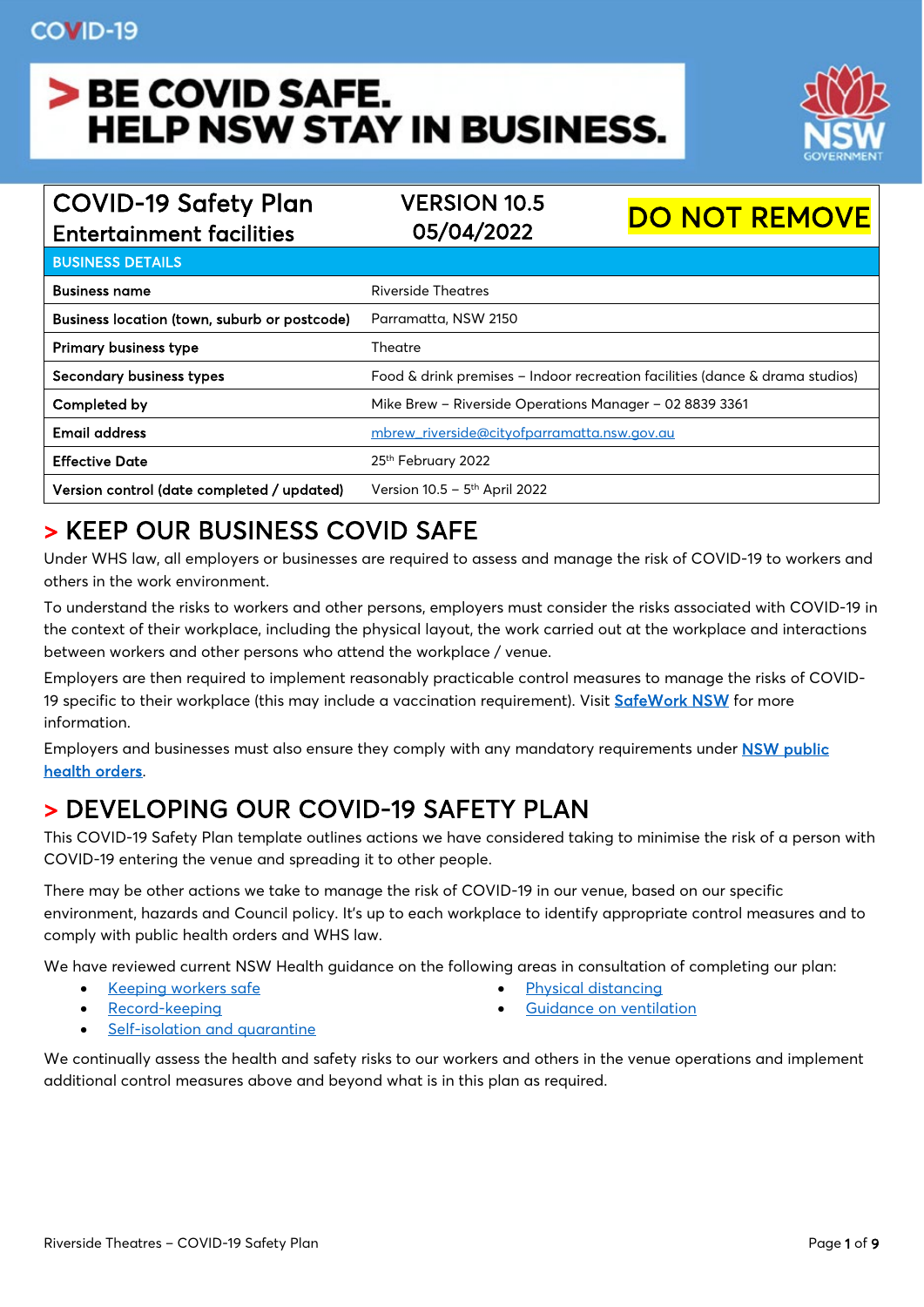COVID-19

# > BE COVID SAFE. HELP NSW STAY IN BUSINESS.

| COVID-19 Safety Plan Entertainment facilities | VERSION 10.5 05/04/2022 | DO NOT REMOVE |
|---|---|---|

| BUSINESS DETAILS | |
|---|---|
| **Business name** | Riverside Theatres |
| **Business location (town, suburb or postcode)** | Parramatta, NSW 2150 |
| **Primary business type** | Theatre |
| **Secondary business types** | Food & drink premises – Indoor recreation facilities (dance & drama studios) |
| **Completed by** | Mike Brew – Riverside Operations Manager – 02 8839 3361 |
| **Email address** | mbrew_riverside@cityofparramatta.nsw.gov.au |
| **Effective Date** | 25th February 2022 |
| **Version control (date completed / updated)** | Version 10.5 – 5th April 2022 |

## > KEEP OUR BUSINESS COVID SAFE

Under WHS law, all employers or businesses are required to assess and manage the risk of COVID-19 to workers and others in the work environment.

To understand the risks to workers and other persons, employers must consider the risks associated with COVID-19 in the context of their workplace, including the physical layout, the work carried out at the workplace and interactions between workers and other persons who attend the workplace / venue.

Employers are then required to implement reasonably practicable control measures to manage the risks of COVID-19 specific to their workplace (this may include a vaccination requirement). Visit **SafeWork NSW** for more information.

Employers and businesses must also ensure they comply with any mandatory requirements under **NSW public health orders**.

## > DEVELOPING OUR COVID-19 SAFETY PLAN

This COVID-19 Safety Plan template outlines actions we have considered taking to minimise the risk of a person with COVID-19 entering the venue and spreading it to other people.

There may be other actions we take to manage the risk of COVID-19 in our venue, based on our specific environment, hazards and Council policy. It's up to each workplace to identify appropriate control measures and to comply with public health orders and WHS law.

We have reviewed current NSW Health guidance on the following areas in consultation of completing our plan:

- Keeping workers safe
- Record-keeping
- Self-isolation and quarantine
- Physical distancing
- Guidance on ventilation

We continually assess the health and safety risks to our workers and others in the venue operations and implement additional control measures above and beyond what is in this plan as required.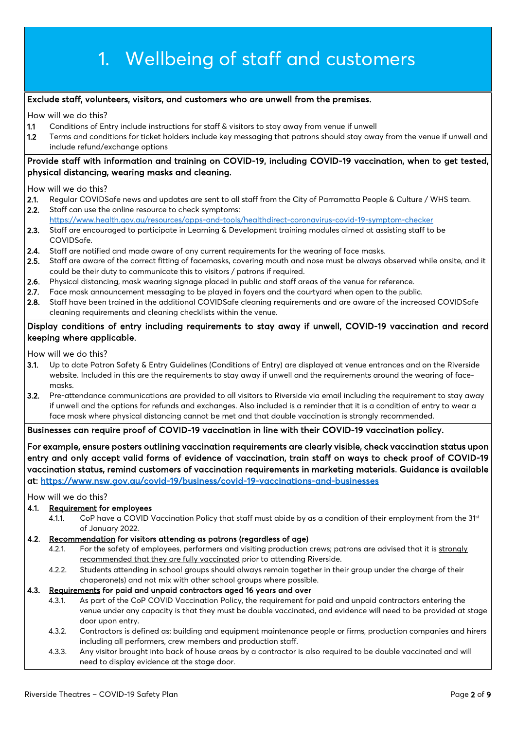# 1. Wellbeing of staff and customers

**Exclude staff, volunteers, visitors, and customers who are unwell from the premises.**

How will we do this?

**1.1** Conditions of Entry include instructions for staff & visitors to stay away from venue if unwell

**1.2** Terms and conditions for ticket holders include key messaging that patrons should stay away from the venue if unwell and include refund/exchange options

**Provide staff with information and training on COVID-19, including COVID-19 vaccination, when to get tested, physical distancing, wearing masks and cleaning.**

How will we do this?

**2.1.** Regular COVIDSafe news and updates are sent to all staff from the City of Parramatta People & Culture / WHS team.

**2.2.** Staff can use the online resource to check symptoms: https://www.health.gov.au/resources/apps-and-tools/healthdirect-coronavirus-covid-19-symptom-checker

**2.3.** Staff are encouraged to participate in Learning & Development training modules aimed at assisting staff to be COVIDSafe.

**2.4.** Staff are notified and made aware of any current requirements for the wearing of face masks.

**2.5.** Staff are aware of the correct fitting of facemasks, covering mouth and nose must be always observed while onsite, and it could be their duty to communicate this to visitors / patrons if required.

**2.6.** Physical distancing, mask wearing signage placed in public and staff areas of the venue for reference.

**2.7.** Face mask announcement messaging to be played in foyers and the courtyard when open to the public.

**2.8.** Staff have been trained in the additional COVIDSafe cleaning requirements and are aware of the increased COVIDSafe cleaning requirements and cleaning checklists within the venue.

**Display conditions of entry including requirements to stay away if unwell, COVID-19 vaccination and record keeping where applicable.**

How will we do this?

**3.1.** Up to date Patron Safety & Entry Guidelines (Conditions of Entry) are displayed at venue entrances and on the Riverside website. Included in this are the requirements to stay away if unwell and the requirements around the wearing of face-masks.

**3.2.** Pre-attendance communications are provided to all visitors to Riverside via email including the requirement to stay away if unwell and the options for refunds and exchanges. Also included is a reminder that it is a condition of entry to wear a face mask where physical distancing cannot be met and that double vaccination is strongly recommended.

**Businesses can require proof of COVID-19 vaccination in line with their COVID-19 vaccination policy.**

**For example, ensure posters outlining vaccination requirements are clearly visible, check vaccination status upon entry and only accept valid forms of evidence of vaccination, train staff on ways to check proof of COVID-19 vaccination status, remind customers of vaccination requirements in marketing materials. Guidance is available at: https://www.nsw.gov.au/covid-19/business/covid-19-vaccinations-and-businesses**

How will we do this?

**4.1.** **Requirement for employees**

- 4.1.1. CoP have a COVID Vaccination Policy that staff must abide by as a condition of their employment from the 31st of January 2022.

**4.2.** **Recommendation for visitors attending as patrons (regardless of age)**

- 4.2.1. For the safety of employees, performers and visiting production crews; patrons are advised that it is strongly recommended that they are fully vaccinated prior to attending Riverside.
- 4.2.2. Students attending in school groups should always remain together in their group under the charge of their chaperone(s) and not mix with other school groups where possible.

**4.3.** **Requirements for paid and unpaid contractors aged 16 years and over**

- 4.3.1. As part of the CoP COVID Vaccination Policy, the requirement for paid and unpaid contractors entering the venue under any capacity is that they must be double vaccinated, and evidence will need to be provided at stage door upon entry.
- 4.3.2. Contractors is defined as: building and equipment maintenance people or firms, production companies and hirers including all performers, crew members and production staff.
- 4.3.3. Any visitor brought into back of house areas by a contractor is also required to be double vaccinated and will need to display evidence at the stage door.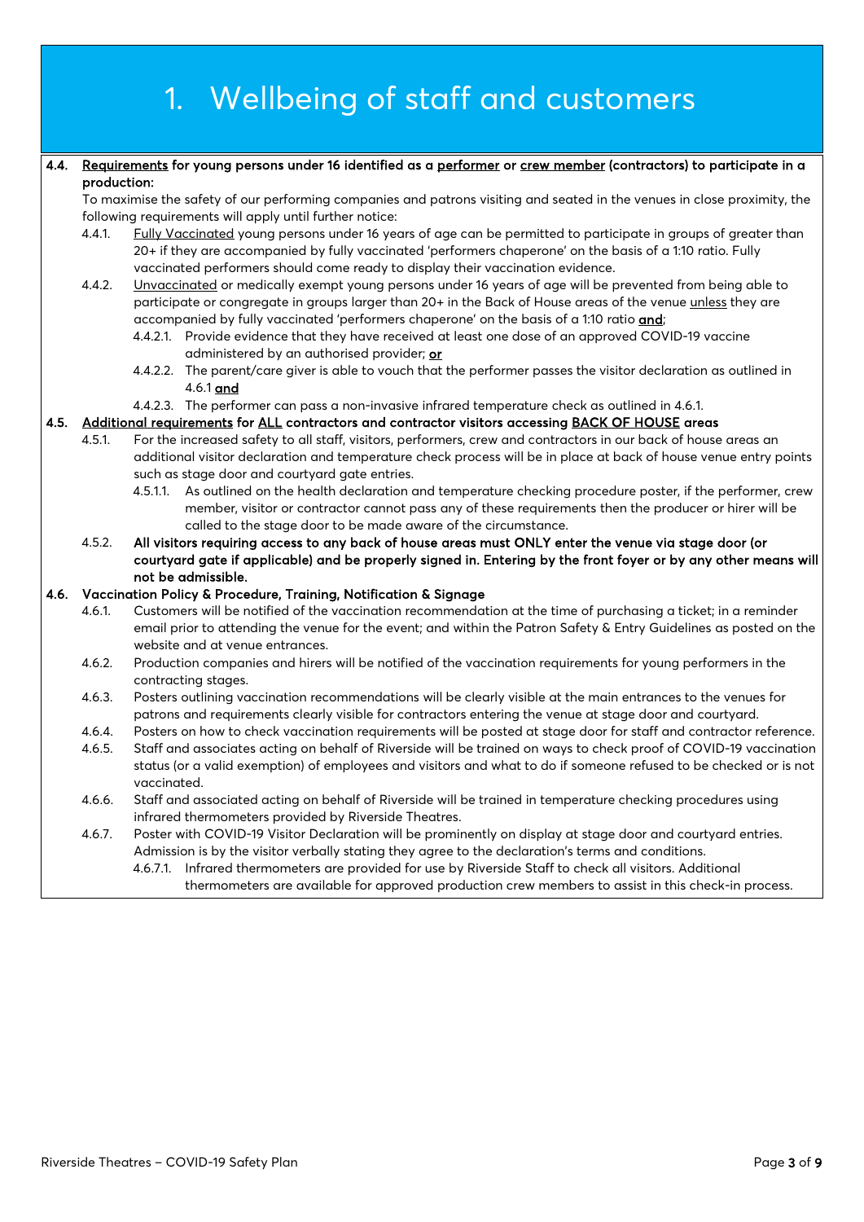# 1. Wellbeing of staff and customers

**4.4. Requirements for young persons under 16 identified as a performer or crew member (contractors) to participate in a production:**

To maximise the safety of our performing companies and patrons visiting and seated in the venues in close proximity, the following requirements will apply until further notice:

- 4.4.1. Fully Vaccinated young persons under 16 years of age can be permitted to participate in groups of greater than 20+ if they are accompanied by fully vaccinated 'performers chaperone' on the basis of a 1:10 ratio. Fully vaccinated performers should come ready to display their vaccination evidence.
- 4.4.2. Unvaccinated or medically exempt young persons under 16 years of age will be prevented from being able to participate or congregate in groups larger than 20+ in the Back of House areas of the venue unless they are accompanied by fully vaccinated 'performers chaperone' on the basis of a 1:10 ratio **and**;
  - 4.4.2.1. Provide evidence that they have received at least one dose of an approved COVID-19 vaccine administered by an authorised provider; **or**
  - 4.4.2.2. The parent/care giver is able to vouch that the performer passes the visitor declaration as outlined in 4.6.1 **and**
  - 4.4.2.3. The performer can pass a non-invasive infrared temperature check as outlined in 4.6.1.

**4.5. Additional requirements for ALL contractors and contractor visitors accessing BACK OF HOUSE areas**

- 4.5.1. For the increased safety to all staff, visitors, performers, crew and contractors in our back of house areas an additional visitor declaration and temperature check process will be in place at back of house venue entry points such as stage door and courtyard gate entries.
  - 4.5.1.1. As outlined on the health declaration and temperature checking procedure poster, if the performer, crew member, visitor or contractor cannot pass any of these requirements then the producer or hirer will be called to the stage door to be made aware of the circumstance.
- 4.5.2. **All visitors requiring access to any back of house areas must ONLY enter the venue via stage door (or courtyard gate if applicable) and be properly signed in. Entering by the front foyer or by any other means will not be admissible.**

**4.6. Vaccination Policy & Procedure, Training, Notification & Signage**

- 4.6.1. Customers will be notified of the vaccination recommendation at the time of purchasing a ticket; in a reminder email prior to attending the venue for the event; and within the Patron Safety & Entry Guidelines as posted on the website and at venue entrances.
- 4.6.2. Production companies and hirers will be notified of the vaccination requirements for young performers in the contracting stages.
- 4.6.3. Posters outlining vaccination recommendations will be clearly visible at the main entrances to the venues for patrons and requirements clearly visible for contractors entering the venue at stage door and courtyard.
- 4.6.4. Posters on how to check vaccination requirements will be posted at stage door for staff and contractor reference.
- 4.6.5. Staff and associates acting on behalf of Riverside will be trained on ways to check proof of COVID-19 vaccination status (or a valid exemption) of employees and visitors and what to do if someone refused to be checked or is not vaccinated.
- 4.6.6. Staff and associated acting on behalf of Riverside will be trained in temperature checking procedures using infrared thermometers provided by Riverside Theatres.
- 4.6.7. Poster with COVID-19 Visitor Declaration will be prominently on display at stage door and courtyard entries. Admission is by the visitor verbally stating they agree to the declaration's terms and conditions.
  - 4.6.7.1. Infrared thermometers are provided for use by Riverside Staff to check all visitors. Additional thermometers are available for approved production crew members to assist in this check-in process.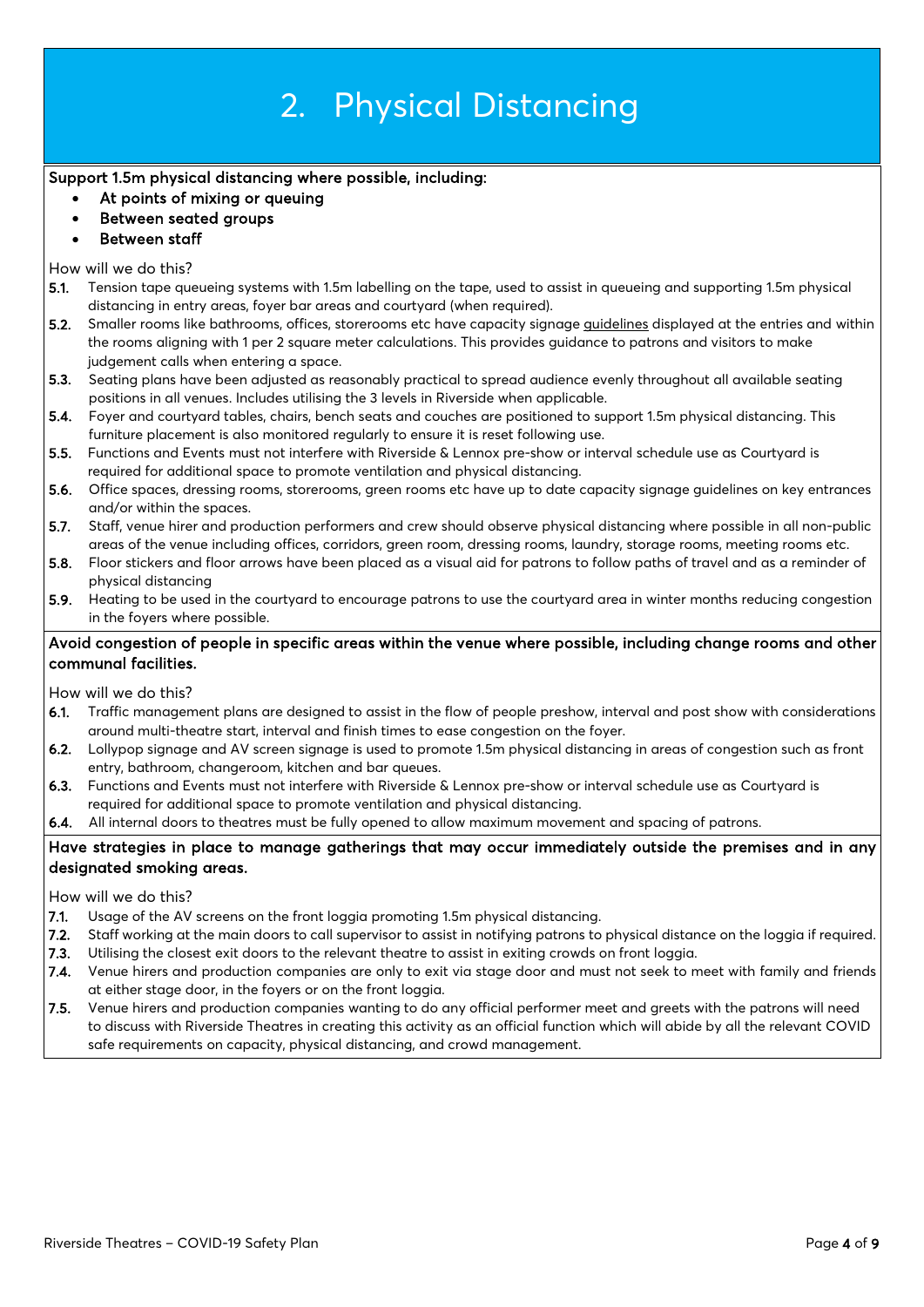# 2. Physical Distancing

**Support 1.5m physical distancing where possible, including:**

- **At points of mixing or queuing**
- **Between seated groups**
- **Between staff**

How will we do this?

**5.1.** Tension tape queueing systems with 1.5m labelling on the tape, used to assist in queueing and supporting 1.5m physical distancing in entry areas, foyer bar areas and courtyard (when required).

**5.2.** Smaller rooms like bathrooms, offices, storerooms etc have capacity signage guidelines displayed at the entries and within the rooms aligning with 1 per 2 square meter calculations. This provides guidance to patrons and visitors to make judgement calls when entering a space.

**5.3.** Seating plans have been adjusted as reasonably practical to spread audience evenly throughout all available seating positions in all venues. Includes utilising the 3 levels in Riverside when applicable.

**5.4.** Foyer and courtyard tables, chairs, bench seats and couches are positioned to support 1.5m physical distancing. This furniture placement is also monitored regularly to ensure it is reset following use.

**5.5.** Functions and Events must not interfere with Riverside & Lennox pre-show or interval schedule use as Courtyard is required for additional space to promote ventilation and physical distancing.

**5.6.** Office spaces, dressing rooms, storerooms, green rooms etc have up to date capacity signage guidelines on key entrances and/or within the spaces.

**5.7.** Staff, venue hirer and production performers and crew should observe physical distancing where possible in all non-public areas of the venue including offices, corridors, green room, dressing rooms, laundry, storage rooms, meeting rooms etc.

**5.8.** Floor stickers and floor arrows have been placed as a visual aid for patrons to follow paths of travel and as a reminder of physical distancing

**5.9.** Heating to be used in the courtyard to encourage patrons to use the courtyard area in winter months reducing congestion in the foyers where possible.

**Avoid congestion of people in specific areas within the venue where possible, including change rooms and other communal facilities.**

How will we do this?

**6.1.** Traffic management plans are designed to assist in the flow of people preshow, interval and post show with considerations around multi-theatre start, interval and finish times to ease congestion on the foyer.

**6.2.** Lollypop signage and AV screen signage is used to promote 1.5m physical distancing in areas of congestion such as front entry, bathroom, changeroom, kitchen and bar queues.

**6.3.** Functions and Events must not interfere with Riverside & Lennox pre-show or interval schedule use as Courtyard is required for additional space to promote ventilation and physical distancing.

**6.4.** All internal doors to theatres must be fully opened to allow maximum movement and spacing of patrons.

**Have strategies in place to manage gatherings that may occur immediately outside the premises and in any designated smoking areas.**

How will we do this?

**7.1.** Usage of the AV screens on the front loggia promoting 1.5m physical distancing.

**7.2.** Staff working at the main doors to call supervisor to assist in notifying patrons to physical distance on the loggia if required.

**7.3.** Utilising the closest exit doors to the relevant theatre to assist in exiting crowds on front loggia.

**7.4.** Venue hirers and production companies are only to exit via stage door and must not seek to meet with family and friends at either stage door, in the foyers or on the front loggia.

**7.5.** Venue hirers and production companies wanting to do any official performer meet and greets with the patrons will need to discuss with Riverside Theatres in creating this activity as an official function which will abide by all the relevant COVID safe requirements on capacity, physical distancing, and crowd management.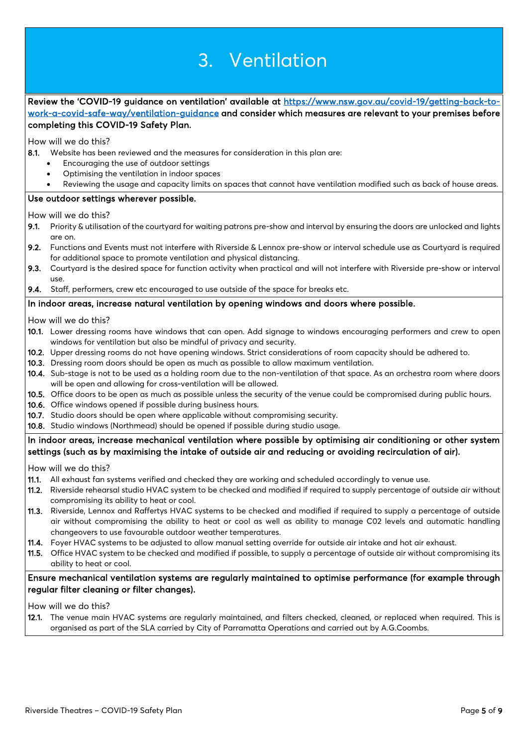# 3. Ventilation

**Review the 'COVID-19 guidance on ventilation' available at [https://www.nsw.gov.au/covid-19/getting-back-to-work-a-covid-safe-way/ventilation-guidance](https://www.nsw.gov.au/covid-19/getting-back-to-work-a-covid-safe-way/ventilation-guidance) and consider which measures are relevant to your premises before completing this COVID-19 Safety Plan.**

How will we do this?

**8.1.** Website has been reviewed and the measures for consideration in this plan are:

- Encouraging the use of outdoor settings
- Optimising the ventilation in indoor spaces
- Reviewing the usage and capacity limits on spaces that cannot have ventilation modified such as back of house areas.

**Use outdoor settings wherever possible.**

How will we do this?

**9.1.** Priority & utilisation of the courtyard for waiting patrons pre-show and interval by ensuring the doors are unlocked and lights are on.

**9.2.** Functions and Events must not interfere with Riverside & Lennox pre-show or interval schedule use as Courtyard is required for additional space to promote ventilation and physical distancing.

**9.3.** Courtyard is the desired space for function activity when practical and will not interfere with Riverside pre-show or interval use.

**9.4.** Staff, performers, crew etc encouraged to use outside of the space for breaks etc.

**In indoor areas, increase natural ventilation by opening windows and doors where possible.**

How will we do this?

**10.1.** Lower dressing rooms have windows that can open. Add signage to windows encouraging performers and crew to open windows for ventilation but also be mindful of privacy and security.

**10.2.** Upper dressing rooms do not have opening windows. Strict considerations of room capacity should be adhered to.

**10.3.** Dressing room doors should be open as much as possible to allow maximum ventilation.

**10.4.** Sub-stage is not to be used as a holding room due to the non-ventilation of that space. As an orchestra room where doors will be open and allowing for cross-ventilation will be allowed.

**10.5.** Office doors to be open as much as possible unless the security of the venue could be compromised during public hours.

**10.6.** Office windows opened if possible during business hours.

**10.7.** Studio doors should be open where applicable without compromising security.

**10.8.** Studio windows (Northmead) should be opened if possible during studio usage.

**In indoor areas, increase mechanical ventilation where possible by optimising air conditioning or other system settings (such as by maximising the intake of outside air and reducing or avoiding recirculation of air).**

How will we do this?

**11.1.** All exhaust fan systems verified and checked they are working and scheduled accordingly to venue use.

**11.2.** Riverside rehearsal studio HVAC system to be checked and modified if required to supply percentage of outside air without compromising its ability to heat or cool.

**11.3.** Riverside, Lennox and Raffertys HVAC systems to be checked and modified if required to supply a percentage of outside air without compromising the ability to heat or cool as well as ability to manage C02 levels and automatic handling changeovers to use favourable outdoor weather temperatures.

**11.4.** Foyer HVAC systems to be adjusted to allow manual setting override for outside air intake and hot air exhaust.

**11.5.** Office HVAC system to be checked and modified if possible, to supply a percentage of outside air without compromising its ability to heat or cool.

**Ensure mechanical ventilation systems are regularly maintained to optimise performance (for example through regular filter cleaning or filter changes).**

How will we do this?

**12.1.** The venue main HVAC systems are regularly maintained, and filters checked, cleaned, or replaced when required. This is organised as part of the SLA carried by City of Parramatta Operations and carried out by A.G.Coombs.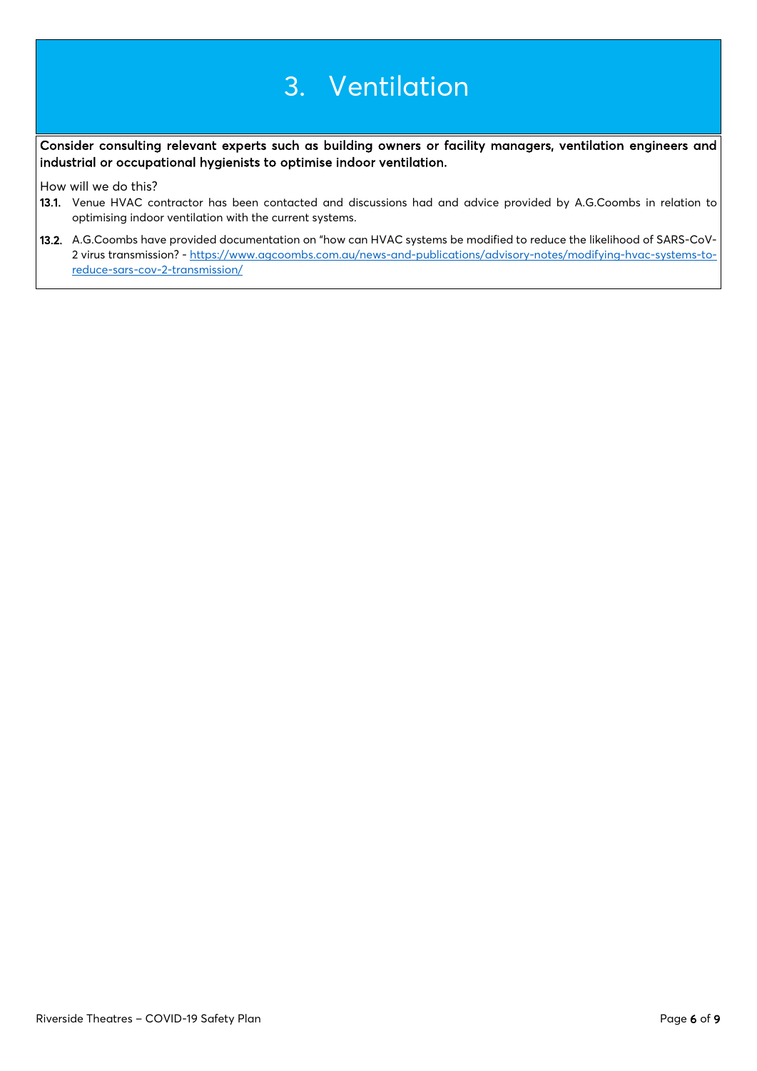# 3. Ventilation

**Consider consulting relevant experts such as building owners or facility managers, ventilation engineers and industrial or occupational hygienists to optimise indoor ventilation.**

How will we do this?

**13.1.** Venue HVAC contractor has been contacted and discussions had and advice provided by A.G.Coombs in relation to optimising indoor ventilation with the current systems.

**13.2.** A.G.Coombs have provided documentation on "how can HVAC systems be modified to reduce the likelihood of SARS-CoV-2 virus transmission? - https://www.agcoombs.com.au/news-and-publications/advisory-notes/modifying-hvac-systems-to-reduce-sars-cov-2-transmission/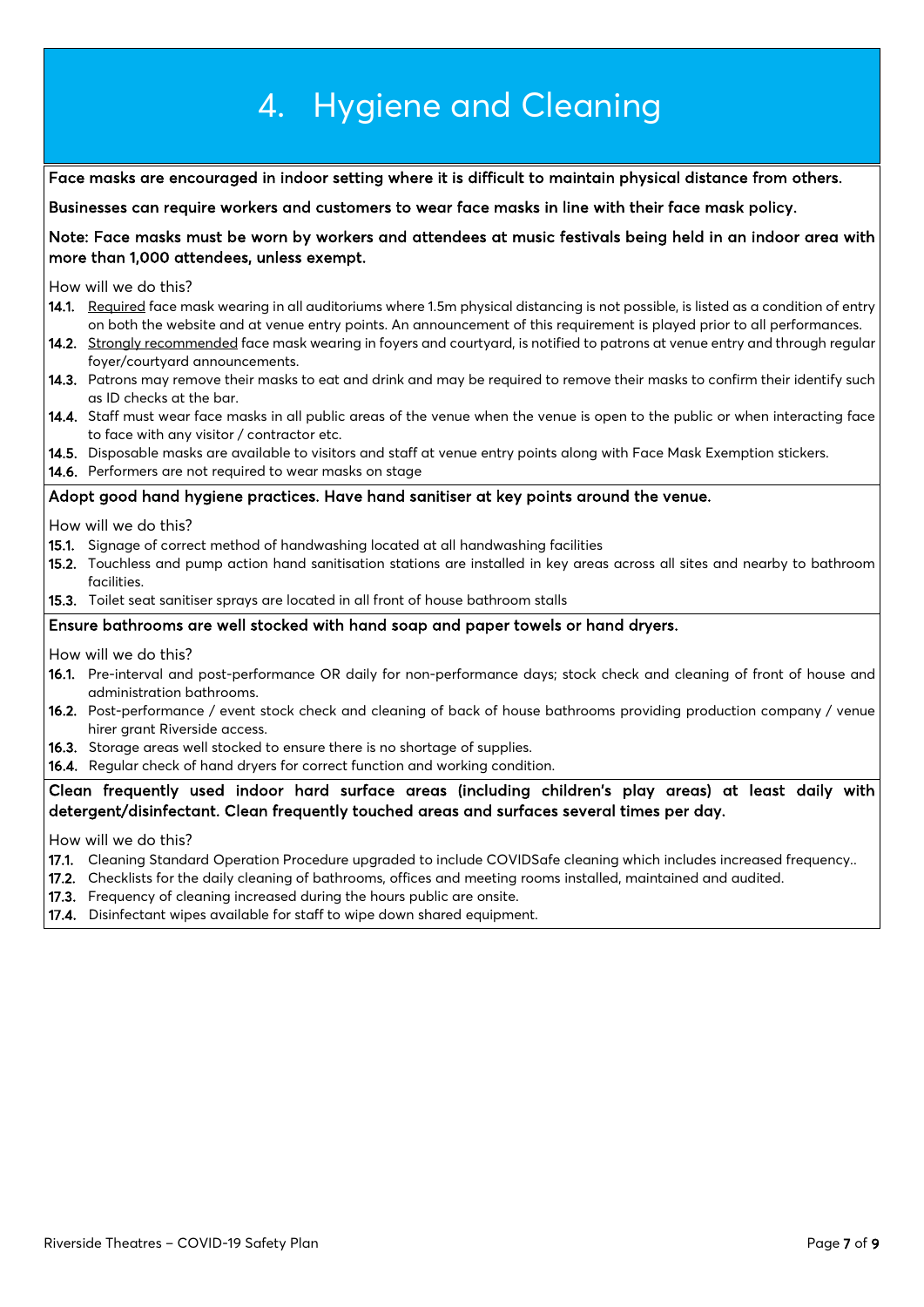# 4. Hygiene and Cleaning

**Face masks are encouraged in indoor setting where it is difficult to maintain physical distance from others.**

**Businesses can require workers and customers to wear face masks in line with their face mask policy.**

**Note: Face masks must be worn by workers and attendees at music festivals being held in an indoor area with more than 1,000 attendees, unless exempt.**

How will we do this?

**14.1.** Required face mask wearing in all auditoriums where 1.5m physical distancing is not possible, is listed as a condition of entry on both the website and at venue entry points. An announcement of this requirement is played prior to all performances.
**14.2.** Strongly recommended face mask wearing in foyers and courtyard, is notified to patrons at venue entry and through regular foyer/courtyard announcements.
**14.3.** Patrons may remove their masks to eat and drink and may be required to remove their masks to confirm their identify such as ID checks at the bar.
**14.4.** Staff must wear face masks in all public areas of the venue when the venue is open to the public or when interacting face to face with any visitor / contractor etc.
**14.5.** Disposable masks are available to visitors and staff at venue entry points along with Face Mask Exemption stickers.
**14.6.** Performers are not required to wear masks on stage

**Adopt good hand hygiene practices. Have hand sanitiser at key points around the venue.**

How will we do this?

**15.1.** Signage of correct method of handwashing located at all handwashing facilities
**15.2.** Touchless and pump action hand sanitisation stations are installed in key areas across all sites and nearby to bathroom facilities.
**15.3.** Toilet seat sanitiser sprays are located in all front of house bathroom stalls

**Ensure bathrooms are well stocked with hand soap and paper towels or hand dryers.**

How will we do this?

**16.1.** Pre-interval and post-performance OR daily for non-performance days; stock check and cleaning of front of house and administration bathrooms.
**16.2.** Post-performance / event stock check and cleaning of back of house bathrooms providing production company / venue hirer grant Riverside access.
**16.3.** Storage areas well stocked to ensure there is no shortage of supplies.
**16.4.** Regular check of hand dryers for correct function and working condition.

**Clean frequently used indoor hard surface areas (including children's play areas) at least daily with detergent/disinfectant. Clean frequently touched areas and surfaces several times per day.**

How will we do this?

**17.1.** Cleaning Standard Operation Procedure upgraded to include COVIDSafe cleaning which includes increased frequency..
**17.2.** Checklists for the daily cleaning of bathrooms, offices and meeting rooms installed, maintained and audited.
**17.3.** Frequency of cleaning increased during the hours public are onsite.
**17.4.** Disinfectant wipes available for staff to wipe down shared equipment.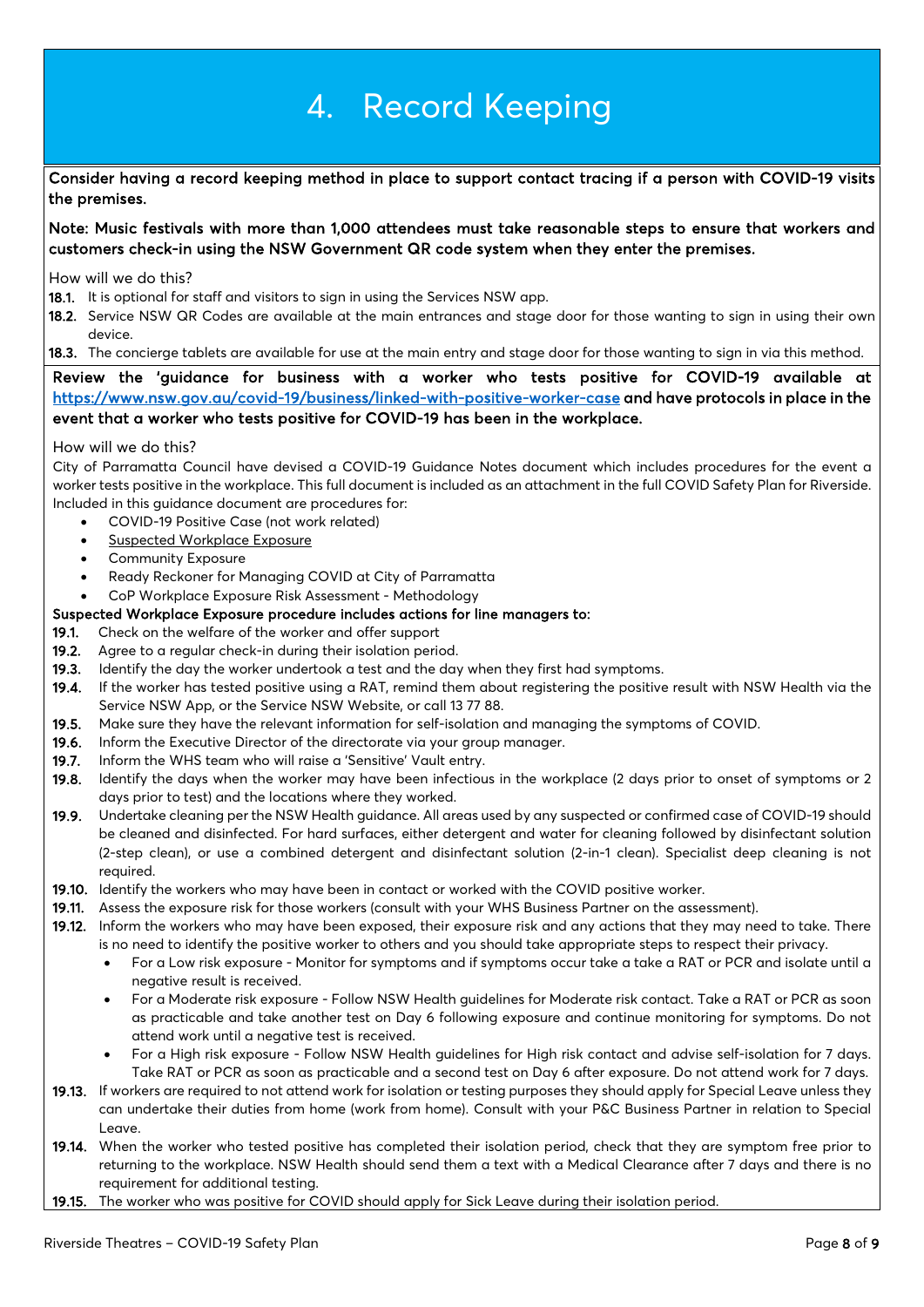# 4. Record Keeping

**Consider having a record keeping method in place to support contact tracing if a person with COVID-19 visits the premises.**

**Note: Music festivals with more than 1,000 attendees must take reasonable steps to ensure that workers and customers check-in using the NSW Government QR code system when they enter the premises.**

How will we do this?

**18.1.** It is optional for staff and visitors to sign in using the Services NSW app.
**18.2.** Service NSW QR Codes are available at the main entrances and stage door for those wanting to sign in using their own device.
**18.3.** The concierge tablets are available for use at the main entry and stage door for those wanting to sign in via this method.

**Review the 'guidance for business with a worker who tests positive for COVID-19 available at [https://www.nsw.gov.au/covid-19/business/linked-with-positive-worker-case](https://www.nsw.gov.au/covid-19/business/linked-with-positive-worker-case) and have protocols in place in the event that a worker who tests positive for COVID-19 has been in the workplace.**

How will we do this?

City of Parramatta Council have devised a COVID-19 Guidance Notes document which includes procedures for the event a worker tests positive in the workplace. This full document is included as an attachment in the full COVID Safety Plan for Riverside. Included in this guidance document are procedures for:

- COVID-19 Positive Case (not work related)
- Suspected Workplace Exposure
- Community Exposure
- Ready Reckoner for Managing COVID at City of Parramatta
- CoP Workplace Exposure Risk Assessment - Methodology

**Suspected Workplace Exposure procedure includes actions for line managers to:**

**19.1.** Check on the welfare of the worker and offer support
**19.2.** Agree to a regular check-in during their isolation period.
**19.3.** Identify the day the worker undertook a test and the day when they first had symptoms.
**19.4.** If the worker has tested positive using a RAT, remind them about registering the positive result with NSW Health via the Service NSW App, or the Service NSW Website, or call 13 77 88.
**19.5.** Make sure they have the relevant information for self-isolation and managing the symptoms of COVID.
**19.6.** Inform the Executive Director of the directorate via your group manager.
**19.7.** Inform the WHS team who will raise a 'Sensitive' Vault entry.
**19.8.** Identify the days when the worker may have been infectious in the workplace (2 days prior to onset of symptoms or 2 days prior to test) and the locations where they worked.
**19.9.** Undertake cleaning per the NSW Health guidance. All areas used by any suspected or confirmed case of COVID-19 should be cleaned and disinfected. For hard surfaces, either detergent and water for cleaning followed by disinfectant solution (2-step clean), or use a combined detergent and disinfectant solution (2-in-1 clean). Specialist deep cleaning is not required.
**19.10.** Identify the workers who may have been in contact or worked with the COVID positive worker.
**19.11.** Assess the exposure risk for those workers (consult with your WHS Business Partner on the assessment).
**19.12.** Inform the workers who may have been exposed, their exposure risk and any actions that they may need to take. There is no need to identify the positive worker to others and you should take appropriate steps to respect their privacy.

- For a Low risk exposure - Monitor for symptoms and if symptoms occur take a take a RAT or PCR and isolate until a negative result is received.
- For a Moderate risk exposure - Follow NSW Health guidelines for Moderate risk contact. Take a RAT or PCR as soon as practicable and take another test on Day 6 following exposure and continue monitoring for symptoms. Do not attend work until a negative test is received.
- For a High risk exposure - Follow NSW Health guidelines for High risk contact and advise self-isolation for 7 days. Take RAT or PCR as soon as practicable and a second test on Day 6 after exposure. Do not attend work for 7 days.

**19.13.** If workers are required to not attend work for isolation or testing purposes they should apply for Special Leave unless they can undertake their duties from home (work from home). Consult with your P&C Business Partner in relation to Special Leave.
**19.14.** When the worker who tested positive has completed their isolation period, check that they are symptom free prior to returning to the workplace. NSW Health should send them a text with a Medical Clearance after 7 days and there is no requirement for additional testing.
**19.15.** The worker who was positive for COVID should apply for Sick Leave during their isolation period.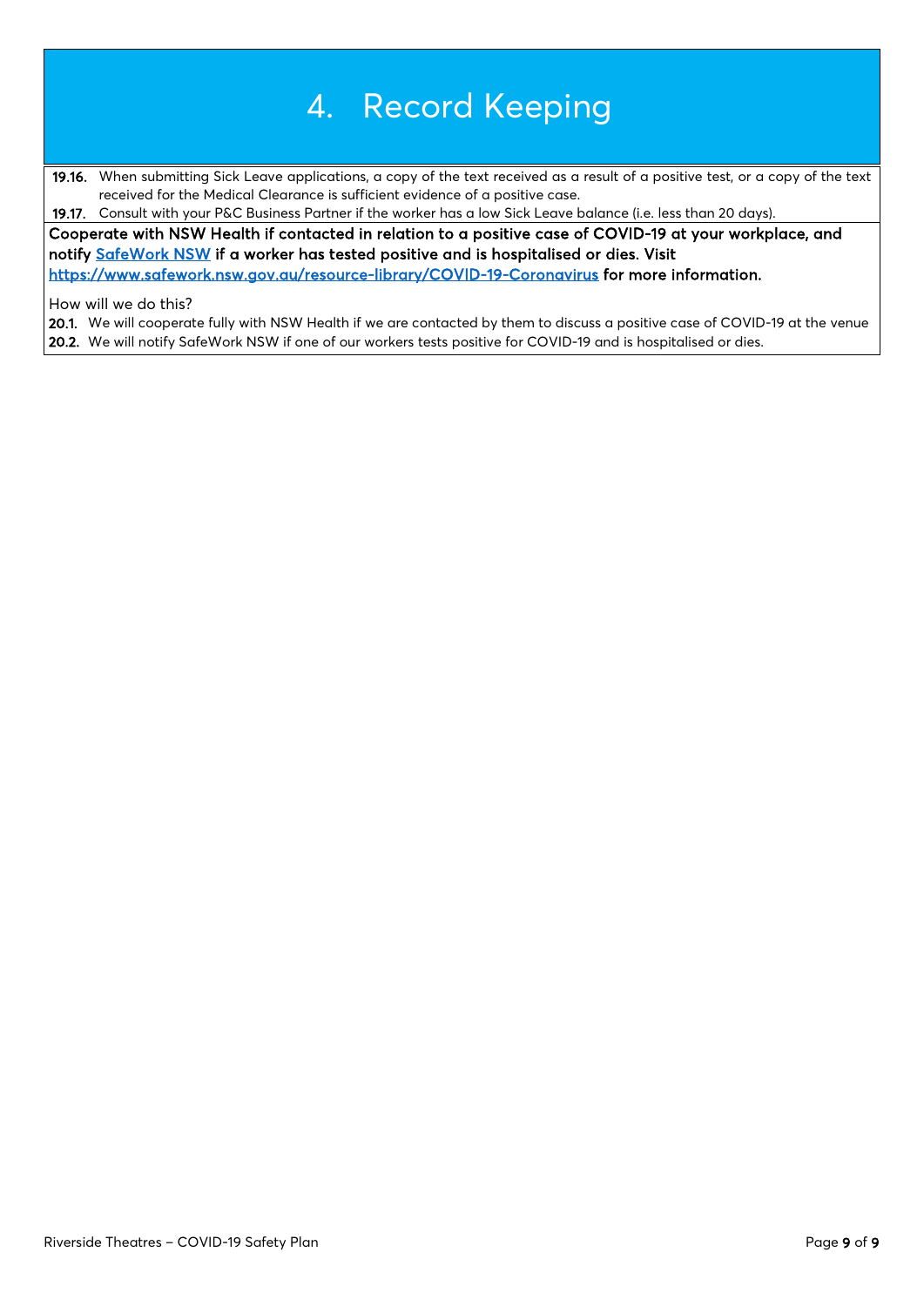# 4. Record Keeping

**19.16.** When submitting Sick Leave applications, a copy of the text received as a result of a positive test, or a copy of the text received for the Medical Clearance is sufficient evidence of a positive case.

**19.17.** Consult with your P&C Business Partner if the worker has a low Sick Leave balance (i.e. less than 20 days).

**Cooperate with NSW Health if contacted in relation to a positive case of COVID-19 at your workplace, and notify [SafeWork NSW](https://www.safework.nsw.gov.au) if a worker has tested positive and is hospitalised or dies. Visit [https://www.safework.nsw.gov.au/resource-library/COVID-19-Coronavirus](https://www.safework.nsw.gov.au/resource-library/COVID-19-Coronavirus) for more information.**

How will we do this?

**20.1.** We will cooperate fully with NSW Health if we are contacted by them to discuss a positive case of COVID-19 at the venue

**20.2.** We will notify SafeWork NSW if one of our workers tests positive for COVID-19 and is hospitalised or dies.